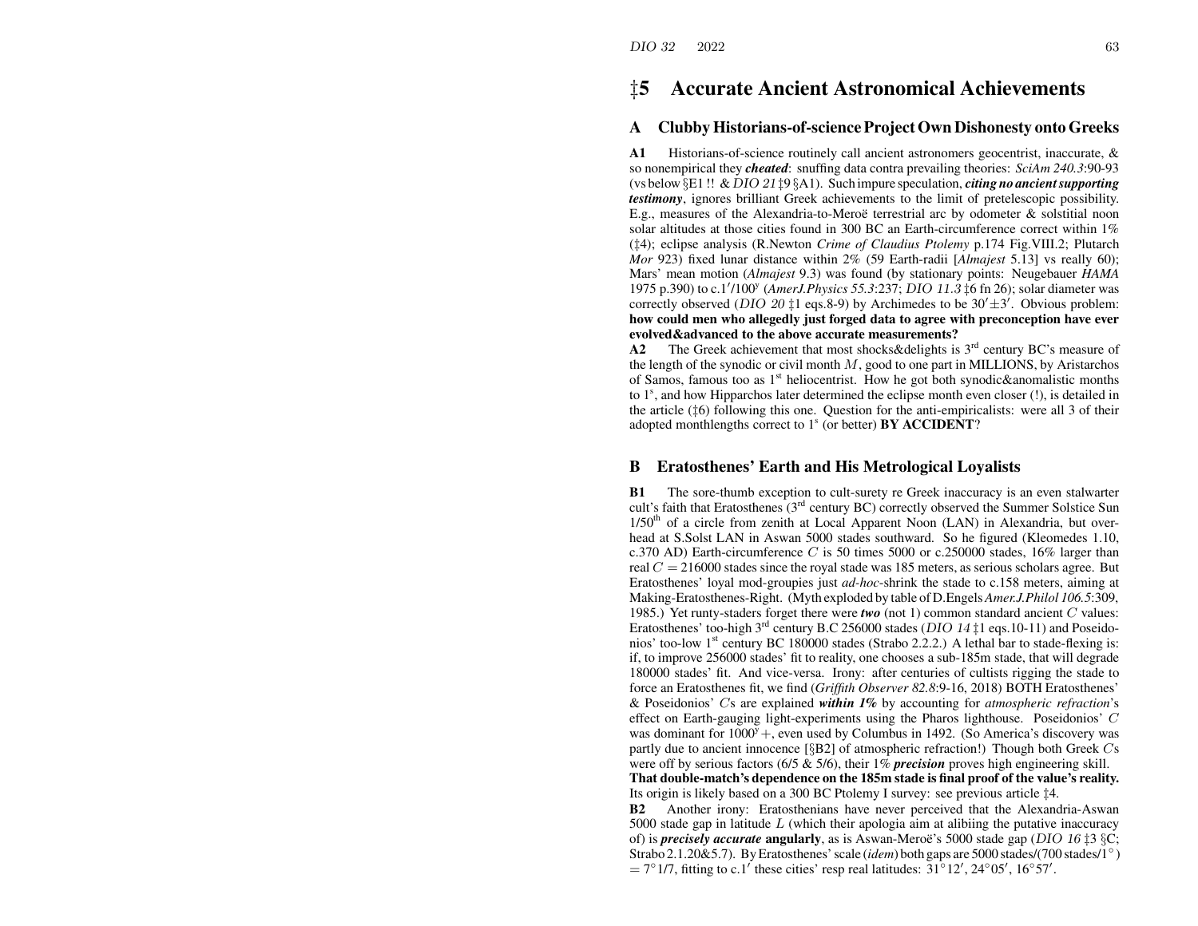# ‡5 Accurate Ancient Astronomical Achievements

## A Clubby Historians-of-science Project Own Dishonesty onto Greeks

**A1** Historians-of-science routinely call ancient astronomers geocentrist, inaccurate, & so nonempirical they ***cheated***: snuffing data contra prevailing theories: *SciAm 240.3*:90-93 (vs below §E1 !! & *DIO 21* ‡9 §A1). Such impure speculation, ***citing no ancient supporting testimony***, ignores brilliant Greek achievements to the limit of pretelescopic possibility. E.g., measures of the Alexandria-to-Meroë terrestrial arc by odometer & solstitial noon solar altitudes at those cities found in 300 BC an Earth-circumference correct within 1% (‡4); eclipse analysis (R.Newton *Crime of Claudius Ptolemy* p.174 Fig.VIII.2; Plutarch *Mor* 923) fixed lunar distance within 2% (59 Earth-radii [*Almajest* 5.13] vs really 60); Mars' mean motion (*Almajest* 9.3) was found (by stationary points: Neugebauer *HAMA* 1975 p.390) to c.1′/100$^y$ (*AmerJ.Physics 55.3*:237; *DIO 11.3* ‡6 fn 26); solar diameter was correctly observed (*DIO 20* ‡1 eqs.8-9) by Archimedes to be $30' \pm 3'$. Obvious problem: **how could men who allegedly just forged data to agree with preconception have ever evolved&advanced to the above accurate measurements?**

**A2** The Greek achievement that most shocks&delights is 3rd century BC's measure of the length of the synodic or civil month $M$, good to one part in MILLIONS, by Aristarchos of Samos, famous too as 1st heliocentrist. How he got both synodic&anomalistic months to 1$^s$, and how Hipparchos later determined the eclipse month even closer (!), is detailed in the article (‡6) following this one. Question for the anti-empiricalists: were all 3 of their adopted monthlengths correct to 1$^s$ (or better) **BY ACCIDENT**?

## B Eratosthenes' Earth and His Metrological Loyalists

**B1** The sore-thumb exception to cult-surety re Greek inaccuracy is an even stalwarter cult's faith that Eratosthenes (3rd century BC) correctly observed the Summer Solstice Sun 1/50th of a circle from zenith at Local Apparent Noon (LAN) in Alexandria, but overhead at S.Solst LAN in Aswan 5000 stades southward. So he figured (Kleomedes 1.10, c.370 AD) Earth-circumference $C$ is 50 times 5000 or c.250000 stades, 16% larger than real $C = 216000$ stades since the royal stade was 185 meters, as serious scholars agree. But Eratosthenes' loyal mod-groupies just *ad-hoc*-shrink the stade to c.158 meters, aiming at Making-Eratosthenes-Right. (Myth exploded by table of D.Engels *Amer.J.Philol 106.5*:309, 1985.) Yet runty-staders forget there were ***two*** (not 1) common standard ancient $C$ values: Eratosthenes' too-high 3rd century B.C 256000 stades (*DIO 14* ‡1 eqs.10-11) and Poseidonios' too-low 1st century BC 180000 stades (Strabo 2.2.2.) A lethal bar to stade-flexing is: if, to improve 256000 stades' fit to reality, one chooses a sub-185m stade, that will degrade 180000 stades' fit. And vice-versa. Irony: after centuries of cultists rigging the stade to force an Eratosthenes fit, we find (*Griffith Observer 82.8*:9-16, 2018) BOTH Eratosthenes' & Poseidonios' $C$s are explained ***within 1%*** by accounting for *atmospheric refraction*'s effect on Earth-gauging light-experiments using the Pharos lighthouse. Poseidonios' $C$ was dominant for 1000$^y$+, even used by Columbus in 1492. (So America's discovery was partly due to ancient innocence [§B2] of atmospheric refraction!) Though both Greek $C$s were off by serious factors (6/5 & 5/6), their 1% ***precision*** proves high engineering skill. **That double-match's dependence on the 185m stade is final proof of the value's reality.** Its origin is likely based on a 300 BC Ptolemy I survey: see previous article ‡4.

**B2** Another irony: Eratosthenians have never perceived that the Alexandria-Aswan 5000 stade gap in latitude $L$ (which their apologia aim at alibiing the putative inaccuracy of) is ***precisely accurate*** **angularly**, as is Aswan-Meroë's 5000 stade gap (*DIO 16* ‡3 §C; Strabo 2.1.20&5.7). By Eratosthenes' scale (*idem*) both gaps are 5000 stades/(700 stades/1°) = 7° 1/7, fitting to c.1′ these cities' resp real latitudes: $31°12'$, $24°05'$, $16°57'$.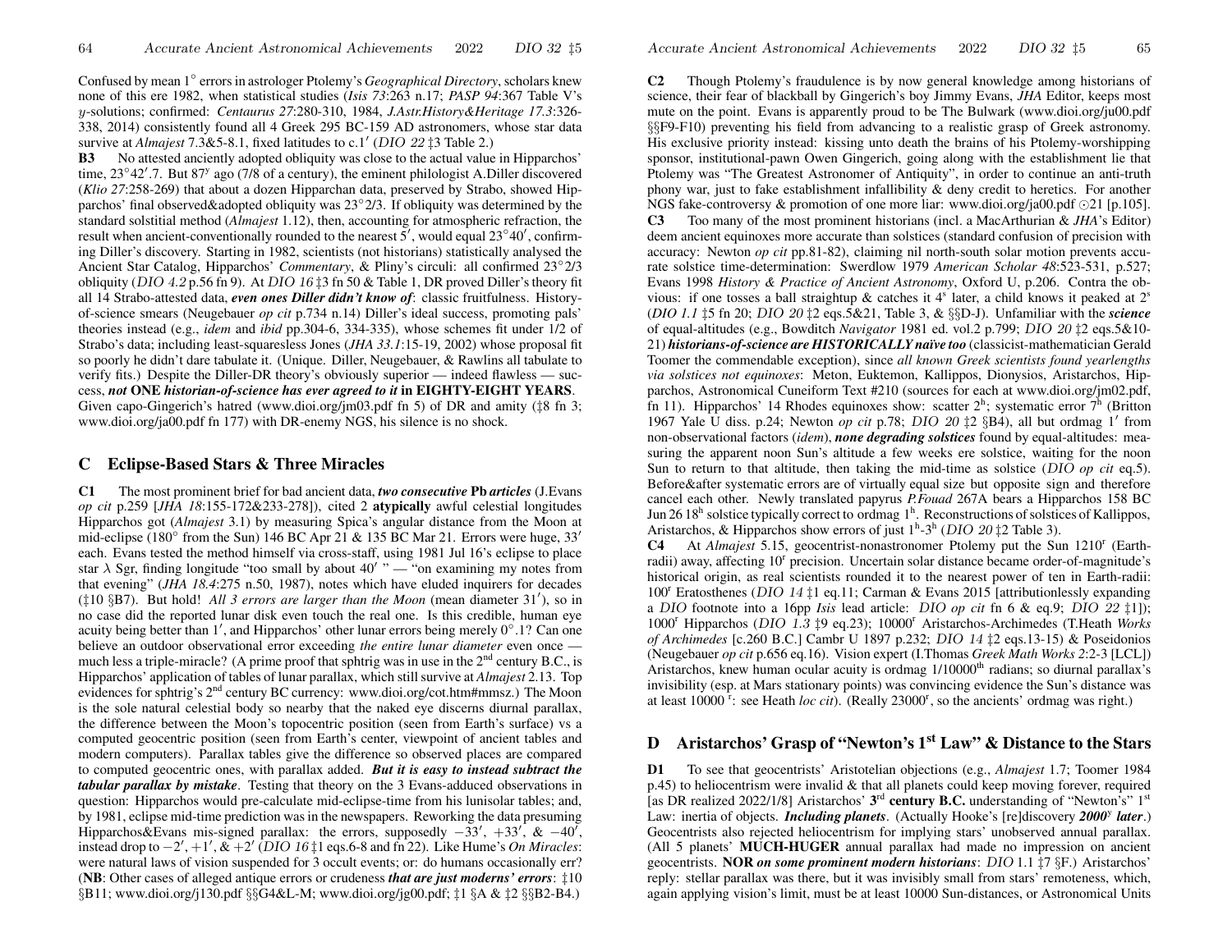Confused by mean 1° errors in astrologer Ptolemy's *Geographical Directory*, scholars knew none of this ere 1982, when statistical studies (*Isis 73*:263 n.17; *PASP 94*:367 Table V's *y*-solutions; confirmed: *Centaurus 27*:280-310, 1984, *J.Astr.History&Heritage 17.3*:326-338, 2014) consistently found all 4 Greek 295 BC-159 AD astronomers, whose star data survive at *Almajest* 7.3&5-8.1, fixed latitudes to c.1′ (*DIO 22* ‡3 Table 2.)

**B3** No attested anciently adopted obliquity was close to the actual value in Hipparchos' time, 23°42′.7. But 87[y] ago (7/8 of a century), the eminent philologist A.Diller discovered (*Klio 27*:258-269) that about a dozen Hipparchan data, preserved by Strabo, showed Hipparchos' final observed&adopted obliquity was 23°2/3. If obliquity was determined by the standard solstitial method (*Almajest* 1.12), then, accounting for atmospheric refraction, the result when ancient-conventionally rounded to the nearest 5′, would equal 23°40′, confirming Diller's discovery. Starting in 1982, scientists (not historians) statistically analysed the Ancient Star Catalog, Hipparchos' *Commentary*, & Pliny's circuli: all confirmed 23°2/3 obliquity (*DIO 4.2* p.56 fn 9). At *DIO 16* ‡3 fn 50 & Table 1, DR proved Diller's theory fit all 14 Strabo-attested data, ***even ones Diller didn't know of***: classic fruitfulness. History-of-science smears (Neugebauer *op cit* p.734 n.14) Diller's ideal success, promoting pals' theories instead (e.g., *idem* and *ibid* pp.304-6, 334-335), whose schemes fit under 1/2 of Strabo's data; including least-squaresless Jones (*JHA 33.1*:15-19, 2002) whose proposal fit so poorly he didn't dare tabulate it. (Unique. Diller, Neugebauer, & Rawlins all tabulate to verify fits.) Despite the Diller-DR theory's obviously superior — indeed flawless — success, ***not* ONE *historian-of-science has ever agreed to it* in EIGHTY-EIGHT YEARS**. Given capo-Gingerich's hatred (www.dioi.org/jm03.pdf fn 5) of DR and amity (‡8 fn 3; www.dioi.org/ja00.pdf fn 177) with DR-enemy NGS, his silence is no shock.

## C Eclipse-Based Stars & Three Miracles

**C1** The most prominent brief for bad ancient data, ***two consecutive* Pb *articles*** (J.Evans *op cit* p.259 [*JHA 18*:155-172&233-278]), cited 2 **atypically** awful celestial longitudes Hipparchos got (*Almajest* 3.1) by measuring Spica's angular distance from the Moon at mid-eclipse (180° from the Sun) 146 BC Apr 21 & 135 BC Mar 21. Errors were huge, 33′ each. Evans tested the method himself via cross-staff, using 1981 Jul 16's eclipse to place star λ Sgr, finding longitude "too small by about 40′ " — "on examining my notes from that evening" (*JHA 18.4*:275 n.50, 1987), notes which have eluded inquirers for decades (‡10 §B7). But hold! *All 3 errors are larger than the Moon* (mean diameter 31′), so in no case did the reported lunar disk even touch the real one. Is this credible, human eye acuity being better than 1′, and Hipparchos' other lunar errors being merely 0°.1? Can one believe an outdoor observational error exceeding *the entire lunar diameter* even once — much less a triple-miracle? (A prime proof that sphtrig was in use in the 2[nd] century B.C., is Hipparchos' application of tables of lunar parallax, which still survive at *Almajest* 2.13. Top evidences for sphtrig's 2[nd] century BC currency: www.dioi.org/cot.htm#mmsz.) The Moon is the sole natural celestial body so nearby that the naked eye discerns diurnal parallax, the difference between the Moon's topocentric position (seen from Earth's surface) vs a computed geocentric position (seen from Earth's center, viewpoint of ancient tables and modern computers). Parallax tables give the difference so observed places are compared to computed geocentric ones, with parallax added. ***But it is easy to instead subtract the tabular parallax by mistake***. Testing that theory on the 3 Evans-adduced observations in question: Hipparchos would pre-calculate mid-eclipse-time from his lunisolar tables; and, by 1981, eclipse mid-time prediction was in the newspapers. Reworking the data presuming Hipparchos&Evans mis-signed parallax: the errors, supposedly −33′, +33′, & −40′, instead drop to −2′, +1′, & +2′ (*DIO 16* ‡1 eqs.6-8 and fn 22). Like Hume's *On Miracles*: were natural laws of vision suspended for 3 occult events; or: do humans occasionally err? (**NB**: Other cases of alleged antique errors or crudeness ***that are just moderns' errors***: ‡10 §B11; www.dioi.org/j130.pdf §§G4&L-M; www.dioi.org/jg00.pdf; ‡1 §A & ‡2 §§B2-B4.)

**C2** Though Ptolemy's fraudulence is by now general knowledge among historians of science, their fear of blackball by Gingerich's boy Jimmy Evans, *JHA* Editor, keeps most mute on the point. Evans is apparently proud to be The Bulwark (www.dioi.org/ju00.pdf §§F9-F10) preventing his field from advancing to a realistic grasp of Greek astronomy. His exclusive priority instead: kissing unto death the brains of his Ptolemy-worshipping sponsor, institutional-pawn Owen Gingerich, going along with the establishment lie that Ptolemy was "The Greatest Astronomer of Antiquity", in order to continue an anti-truth phony war, just to fake establishment infallibility & deny credit to heretics. For another NGS fake-controversy & promotion of one more liar: www.dioi.org/ja00.pdf ⊙21 [p.105].

**C3** Too many of the most prominent historians (incl. a MacArthurian & *JHA*'s Editor) deem ancient equinoxes more accurate than solstices (standard confusion of precision with accuracy: Newton *op cit* pp.81-82), claiming nil north-south solar motion prevents accurate solstice time-determination: Swerdlow 1979 *American Scholar 48*:523-531, p.527; Evans 1998 *History & Practice of Ancient Astronomy*, Oxford U, p.206. Contra the obvious: if one tosses a ball straightup & catches it 4[s] later, a child knows it peaked at 2[s] (*DIO 1.1* ‡5 fn 20; *DIO 20* ‡2 eqs.5&21, Table 3, & §§D-J). Unfamiliar with the ***science*** of equal-altitudes (e.g., Bowditch *Navigator* 1981 ed. vol.2 p.799; *DIO 20* ‡2 eqs.5&10-21) ***historians-of-science are HISTORICALLY naïve too*** (classicist-mathematician Gerald Toomer the commendable exception), since *all known Greek scientists found yearlengths via solstices not equinoxes*: Meton, Euktemon, Kallippos, Dionysios, Aristarchos, Hipparchos, Astronomical Cuneiform Text #210 (sources for each at www.dioi.org/jm02.pdf, fn 11). Hipparchos' 14 Rhodes equinoxes show: scatter 2[h]; systematic error 7[h] (Britton 1967 Yale U diss. p.24; Newton *op cit* p.78; *DIO 20* ‡2 §B4), all but ordmag 1′ from non-observational factors (*idem*), ***none degrading solstices*** found by equal-altitudes: measuring the apparent noon Sun's altitude a few weeks ere solstice, waiting for the noon Sun to return to that altitude, then taking the mid-time as solstice (*DIO op cit* eq.5). Before&after systematic errors are of virtually equal size but opposite sign and therefore cancel each other. Newly translated papyrus *P.Fouad* 267A bears a Hipparchos 158 BC Jun 26 18[h] solstice typically correct to ordmag 1[h]. Reconstructions of solstices of Kallippos, Aristarchos, & Hipparchos show errors of just 1[h]-3[h] (*DIO 20* ‡2 Table 3).

**C4** At *Almajest* 5.15, geocentrist-nonastronomer Ptolemy put the Sun 1210[r] (Earth-radii) away, affecting 10[r] precision. Uncertain solar distance became order-of-magnitude's historical origin, as real scientists rounded it to the nearest power of ten in Earth-radii: 100[r] Eratosthenes (*DIO 14* ‡1 eq.11; Carman & Evans 2015 [attributionlessly expanding a *DIO* footnote into a 16pp *Isis* lead article: *DIO op cit* fn 6 & eq.9; *DIO 22* ‡1]); 1000[r] Hipparchos (*DIO 1.3* ‡9 eq.23); 10000[r] Aristarchos-Archimedes (T.Heath *Works of Archimedes* [c.260 B.C.] Cambr U 1897 p.232; *DIO 14* ‡2 eqs.13-15) & Poseidonios (Neugebauer *op cit* p.656 eq.16). Vision expert (I.Thomas *Greek Math Works 2*:2-3 [LCL]) Aristarchos, knew human ocular acuity is ordmag 1/10000[th] radians; so diurnal parallax's invisibility (esp. at Mars stationary points) was convincing evidence the Sun's distance was at least 10000 [r]: see Heath *loc cit*). (Really 23000[r], so the ancients' ordmag was right.)

## D Aristarchos' Grasp of "Newton's 1[st] Law" & Distance to the Stars

**D1** To see that geocentrists' Aristotelian objections (e.g., *Almajest* 1.7; Toomer 1984 p.45) to heliocentrism were invalid & that all planets could keep moving forever, required [as DR realized 2022/1/8] Aristarchos' **3[rd] century B.C.** understanding of "Newton's's" 1[st] Law: inertia of objects. ***Including planets***. (Actually Hooke's [re]discovery ***2000[y] later***.) Geocentrists also rejected heliocentrism for implying stars' unobserved annual parallax. (All 5 planets' **MUCH-HUGER** annual parallax had made no impression on ancient geocentrists. **NOR *on some prominent modern historians***: *DIO* 1.1 ‡7 §F.) Aristarchos' reply: stellar parallax was there, but it was invisibly small from stars' remoteness, which, again applying vision's limit, must be at least 10000 Sun-distances, or Astronomical Units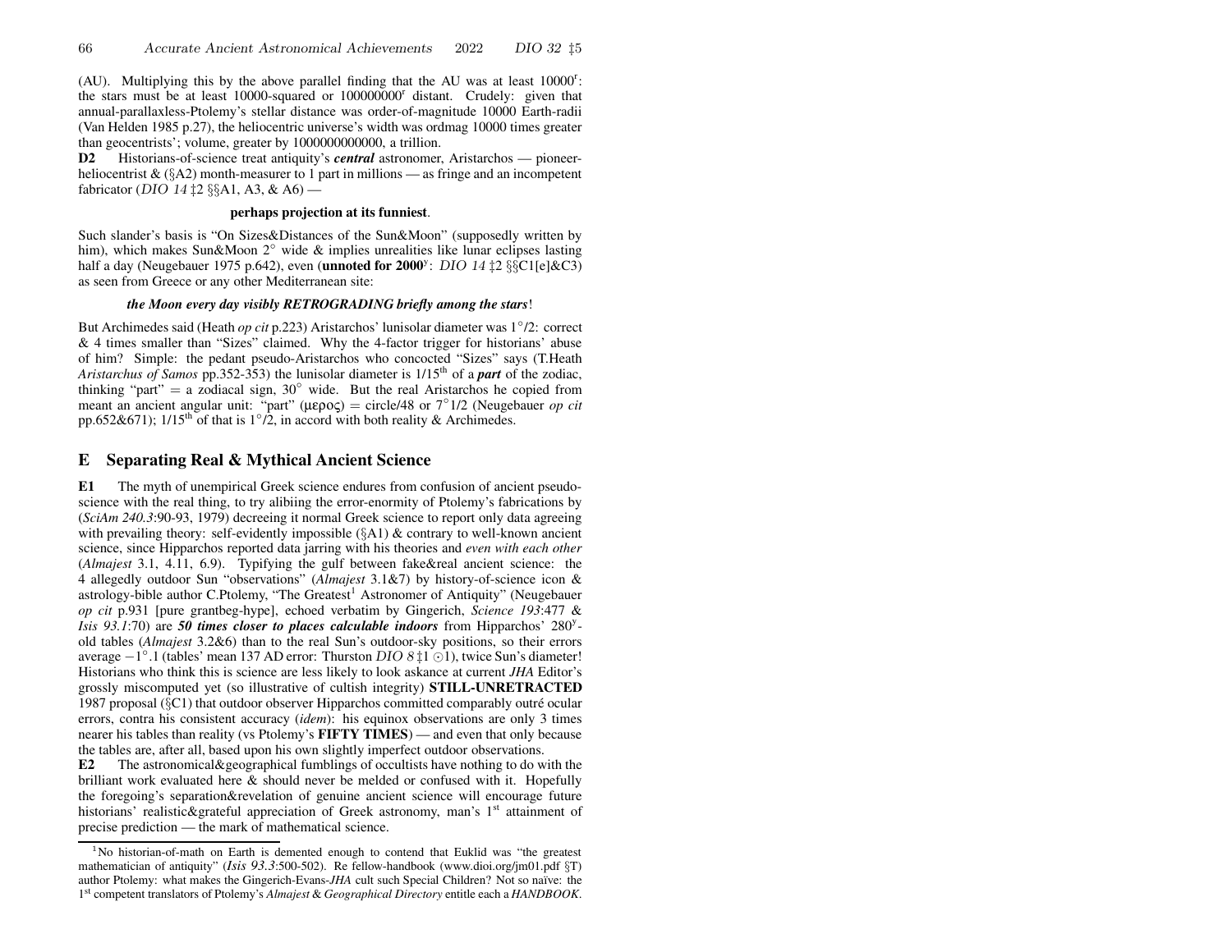(AU). Multiplying this by the above parallel finding that the AU was at least 10000$^{r}$: the stars must be at least 10000-squared or 100000000$^{r}$ distant. Crudely: given that annual-parallaxless-Ptolemy's stellar distance was order-of-magnitude 10000 Earth-radii (Van Helden 1985 p.27), the heliocentric universe's width was ordmag 10000 times greater than geocentrists'; volume, greater by 1000000000000, a trillion.

**D2** Historians-of-science treat antiquity's ***central*** astronomer, Aristarchos — pioneer-heliocentrist & (§A2) month-measurer to 1 part in millions — as fringe and an incompetent fabricator (*DIO 14* ‡2 §§A1, A3, & A6) —

**perhaps projection at its funniest**.

Such slander's basis is "On Sizes&Distances of the Sun&Moon" (supposedly written by him), which makes Sun&Moon 2° wide & implies unrealities like lunar eclipses lasting half a day (Neugebauer 1975 p.642), even (**unnoted for 2000**$^{y}$: *DIO 14* ‡2 §§C1[e]&C3) as seen from Greece or any other Mediterranean site:

***the Moon every day visibly RETROGRADING briefly among the stars***!

But Archimedes said (Heath *op cit* p.223) Aristarchos' lunisolar diameter was 1°/2: correct & 4 times smaller than "Sizes" claimed. Why the 4-factor trigger for historians' abuse of him? Simple: the pedant pseudo-Aristarchos who concocted "Sizes" says (T.Heath *Aristarchus of Samos* pp.352-353) the lunisolar diameter is 1/15$^{th}$ of a ***part*** of the zodiac, thinking "part" = a zodiacal sign, 30° wide. But the real Aristarchos he copied from meant an ancient angular unit: "part" (μερος) = circle/48 or 7°1/2 (Neugebauer *op cit* pp.652&671); 1/15$^{th}$ of that is 1°/2, in accord with both reality & Archimedes.

## E Separating Real & Mythical Ancient Science

**E1** The myth of unempirical Greek science endures from confusion of ancient pseudo-science with the real thing, to try alibiing the error-enormity of Ptolemy's fabrications by (*SciAm 240.3*:90-93, 1979) decreeing it normal Greek science to report only data agreeing with prevailing theory: self-evidently impossible (§A1) & contrary to well-known ancient science, since Hipparchos reported data jarring with his theories and *even with each other* (*Almajest* 3.1, 4.11, 6.9). Typifying the gulf between fake&real ancient science: the 4 allegedly outdoor Sun "observations" (*Almajest* 3.1&7) by history-of-science icon & astrology-bible author C.Ptolemy, "The Greatest[1] Astronomer of Antiquity" (Neugebauer *op cit* p.931 [pure grantbeg-hype], echoed verbatim by Gingerich, *Science 193*:477 & *Isis 93.1*:70) are ***50 times closer to places calculable indoors*** from Hipparchos' 280$^{y}$-old tables (*Almajest* 3.2&6) than to the real Sun's outdoor-sky positions, so their errors average −1°.1 (tables' mean 137 AD error: Thurston *DIO 8* ‡1 ⊙1), twice Sun's diameter! Historians who think this is science are less likely to look askance at current *JHA* Editor's grossly miscomputed yet (so illustrative of cultish integrity) **STILL-UNRETRACTED** 1987 proposal (§C1) that outdoor observer Hipparchos committed comparably outré ocular errors, contra his consistent accuracy (*idem*): his equinox observations are only 3 times nearer his tables than reality (vs Ptolemy's **FIFTY TIMES**) — and even that only because the tables are, after all, based upon his own slightly imperfect outdoor observations.

**E2** The astronomical&geographical fumblings of occultists have nothing to do with the brilliant work evaluated here & should never be melded or confused with it. Hopefully the foregoing's separation&revelation of genuine ancient science will encourage future historians' realistic&grateful appreciation of Greek astronomy, man's 1$^{st}$ attainment of precise prediction — the mark of mathematical science.

[1] No historian-of-math on Earth is demented enough to contend that Euklid was "the greatest mathematician of antiquity" (*Isis 93.3*:500-502). Re fellow-handbook (www.dioi.org/jm01.pdf §T) author Ptolemy: what makes the Gingerich-Evans-*JHA* cult such Special Children? Not so naïve: the 1$^{st}$ competent translators of Ptolemy's *Almajest* & *Geographical Directory* entitle each a *HANDBOOK*.